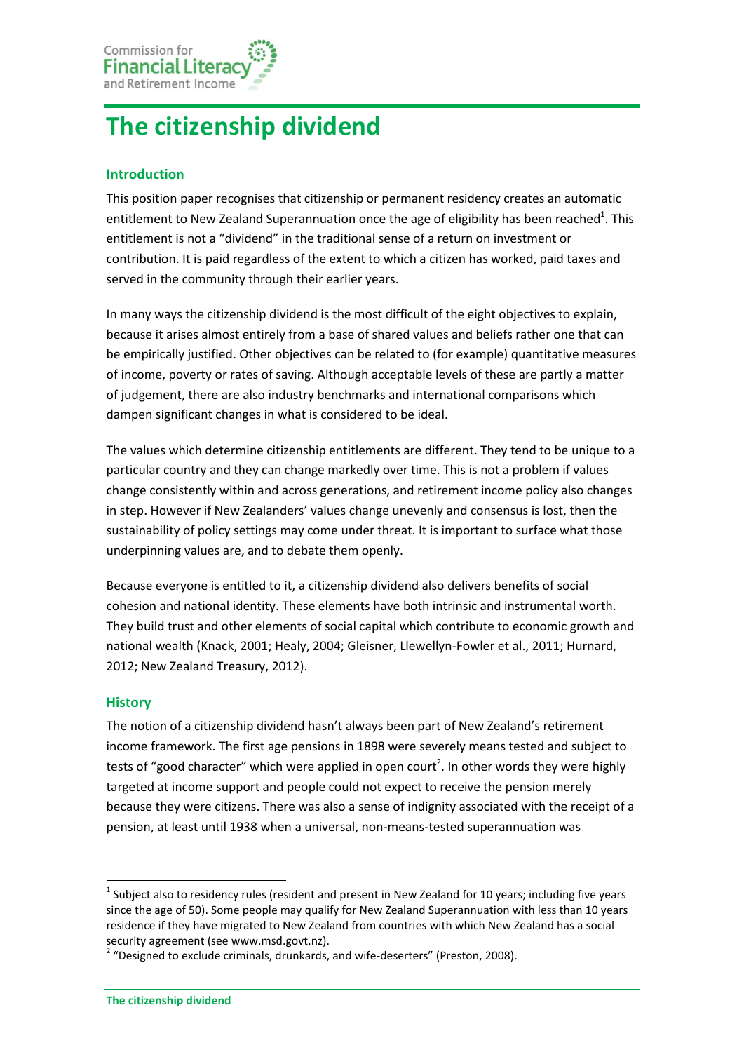Commission for **Financial Literacy** and Retirement Income

# The citizenship dividend

## Introduction

This position paper recognises that citizenship or permanent residency creates an automatic entitlement to New Zealand Superannuation once the age of eligibility has been reached[1]. This entitlement is not a "dividend" in the traditional sense of a return on investment or contribution. It is paid regardless of the extent to which a citizen has worked, paid taxes and served in the community through their earlier years.

In many ways the citizenship dividend is the most difficult of the eight objectives to explain, because it arises almost entirely from a base of shared values and beliefs rather one that can be empirically justified. Other objectives can be related to (for example) quantitative measures of income, poverty or rates of saving. Although acceptable levels of these are partly a matter of judgement, there are also industry benchmarks and international comparisons which dampen significant changes in what is considered to be ideal.

The values which determine citizenship entitlements are different. They tend to be unique to a particular country and they can change markedly over time. This is not a problem if values change consistently within and across generations, and retirement income policy also changes in step. However if New Zealanders' values change unevenly and consensus is lost, then the sustainability of policy settings may come under threat. It is important to surface what those underpinning values are, and to debate them openly.

Because everyone is entitled to it, a citizenship dividend also delivers benefits of social cohesion and national identity. These elements have both intrinsic and instrumental worth. They build trust and other elements of social capital which contribute to economic growth and national wealth (Knack, 2001; Healy, 2004; Gleisner, Llewellyn-Fowler et al., 2011; Hurnard, 2012; New Zealand Treasury, 2012).

## History

The notion of a citizenship dividend hasn't always been part of New Zealand's retirement income framework. The first age pensions in 1898 were severely means tested and subject to tests of "good character" which were applied in open court[2]. In other words they were highly targeted at income support and people could not expect to receive the pension merely because they were citizens. There was also a sense of indignity associated with the receipt of a pension, at least until 1938 when a universal, non-means-tested superannuation was

---

[1] Subject also to residency rules (resident and present in New Zealand for 10 years; including five years since the age of 50). Some people may qualify for New Zealand Superannuation with less than 10 years residence if they have migrated to New Zealand from countries with which New Zealand has a social security agreement (see www.msd.govt.nz).

[2] "Designed to exclude criminals, drunkards, and wife-deserters" (Preston, 2008).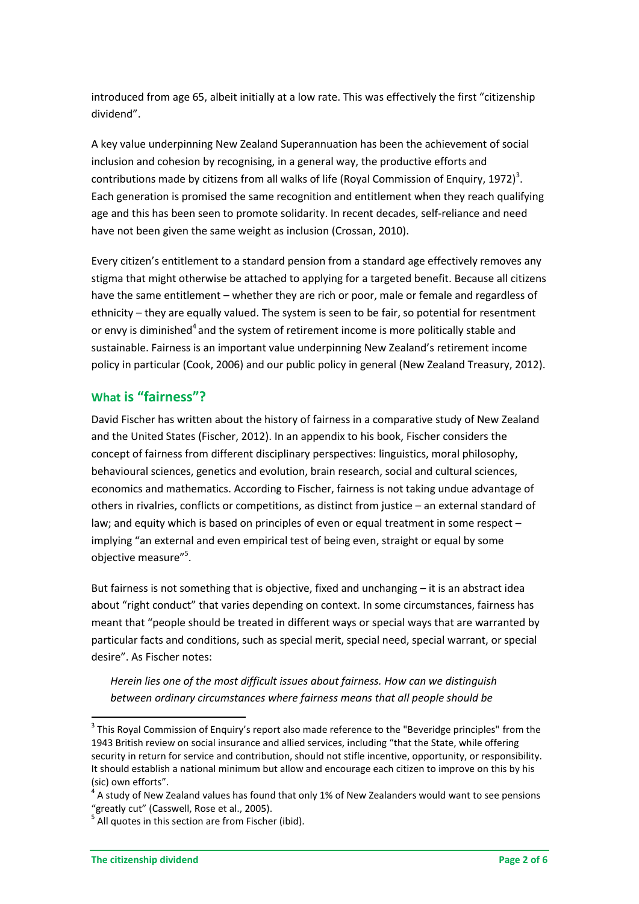introduced from age 65, albeit initially at a low rate. This was effectively the first "citizenship dividend".

A key value underpinning New Zealand Superannuation has been the achievement of social inclusion and cohesion by recognising, in a general way, the productive efforts and contributions made by citizens from all walks of life (Royal Commission of Enquiry, 1972)[3]. Each generation is promised the same recognition and entitlement when they reach qualifying age and this has been seen to promote solidarity. In recent decades, self-reliance and need have not been given the same weight as inclusion (Crossan, 2010).

Every citizen's entitlement to a standard pension from a standard age effectively removes any stigma that might otherwise be attached to applying for a targeted benefit. Because all citizens have the same entitlement – whether they are rich or poor, male or female and regardless of ethnicity – they are equally valued. The system is seen to be fair, so potential for resentment or envy is diminished[4] and the system of retirement income is more politically stable and sustainable. Fairness is an important value underpinning New Zealand's retirement income policy in particular (Cook, 2006) and our public policy in general (New Zealand Treasury, 2012).

## What is "fairness"?

David Fischer has written about the history of fairness in a comparative study of New Zealand and the United States (Fischer, 2012). In an appendix to his book, Fischer considers the concept of fairness from different disciplinary perspectives: linguistics, moral philosophy, behavioural sciences, genetics and evolution, brain research, social and cultural sciences, economics and mathematics. According to Fischer, fairness is not taking undue advantage of others in rivalries, conflicts or competitions, as distinct from justice – an external standard of law; and equity which is based on principles of even or equal treatment in some respect – implying "an external and even empirical test of being even, straight or equal by some objective measure"[5].

But fairness is not something that is objective, fixed and unchanging – it is an abstract idea about "right conduct" that varies depending on context. In some circumstances, fairness has meant that "people should be treated in different ways or special ways that are warranted by particular facts and conditions, such as special merit, special need, special warrant, or special desire". As Fischer notes:

> *Herein lies one of the most difficult issues about fairness. How can we distinguish between ordinary circumstances where fairness means that all people should be*

---

[3] This Royal Commission of Enquiry's report also made reference to the "Beveridge principles" from the 1943 British review on social insurance and allied services, including "that the State, while offering security in return for service and contribution, should not stifle incentive, opportunity, or responsibility. It should establish a national minimum but allow and encourage each citizen to improve on this by his (sic) own efforts".

[4] A study of New Zealand values has found that only 1% of New Zealanders would want to see pensions "greatly cut" (Casswell, Rose et al., 2005).

[5] All quotes in this section are from Fischer (ibid).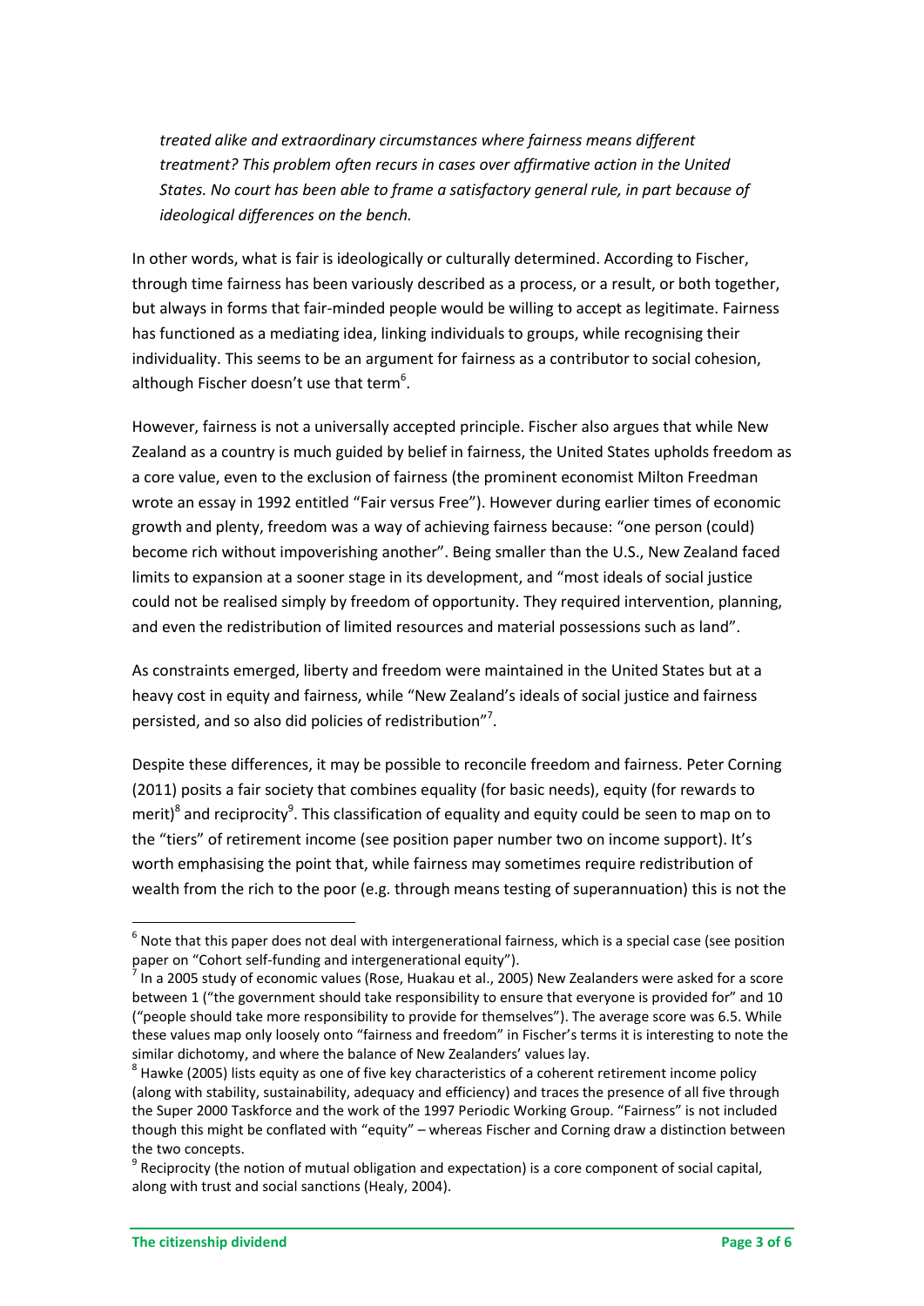*treated alike and extraordinary circumstances where fairness means different treatment? This problem often recurs in cases over affirmative action in the United States. No court has been able to frame a satisfactory general rule, in part because of ideological differences on the bench.*

In other words, what is fair is ideologically or culturally determined. According to Fischer, through time fairness has been variously described as a process, or a result, or both together, but always in forms that fair-minded people would be willing to accept as legitimate. Fairness has functioned as a mediating idea, linking individuals to groups, while recognising their individuality. This seems to be an argument for fairness as a contributor to social cohesion, although Fischer doesn't use that term[6].

However, fairness is not a universally accepted principle. Fischer also argues that while New Zealand as a country is much guided by belief in fairness, the United States upholds freedom as a core value, even to the exclusion of fairness (the prominent economist Milton Freedman wrote an essay in 1992 entitled "Fair versus Free"). However during earlier times of economic growth and plenty, freedom was a way of achieving fairness because: "one person (could) become rich without impoverishing another". Being smaller than the U.S., New Zealand faced limits to expansion at a sooner stage in its development, and "most ideals of social justice could not be realised simply by freedom of opportunity. They required intervention, planning, and even the redistribution of limited resources and material possessions such as land".

As constraints emerged, liberty and freedom were maintained in the United States but at a heavy cost in equity and fairness, while "New Zealand's ideals of social justice and fairness persisted, and so also did policies of redistribution"[7].

Despite these differences, it may be possible to reconcile freedom and fairness. Peter Corning (2011) posits a fair society that combines equality (for basic needs), equity (for rewards to merit)[8] and reciprocity[9]. This classification of equality and equity could be seen to map on to the "tiers" of retirement income (see position paper number two on income support). It's worth emphasising the point that, while fairness may sometimes require redistribution of wealth from the rich to the poor (e.g. through means testing of superannuation) this is not the

---

[6] Note that this paper does not deal with intergenerational fairness, which is a special case (see position paper on "Cohort self-funding and intergenerational equity").

[7] In a 2005 study of economic values (Rose, Huakau et al., 2005) New Zealanders were asked for a score between 1 ("the government should take responsibility to ensure that everyone is provided for" and 10 ("people should take more responsibility to provide for themselves"). The average score was 6.5. While these values map only loosely onto "fairness and freedom" in Fischer's terms it is interesting to note the similar dichotomy, and where the balance of New Zealanders' values lay.

[8] Hawke (2005) lists equity as one of five key characteristics of a coherent retirement income policy (along with stability, sustainability, adequacy and efficiency) and traces the presence of all five through the Super 2000 Taskforce and the work of the 1997 Periodic Working Group. "Fairness" is not included though this might be conflated with "equity" – whereas Fischer and Corning draw a distinction between the two concepts.

[9] Reciprocity (the notion of mutual obligation and expectation) is a core component of social capital, along with trust and social sanctions (Healy, 2004).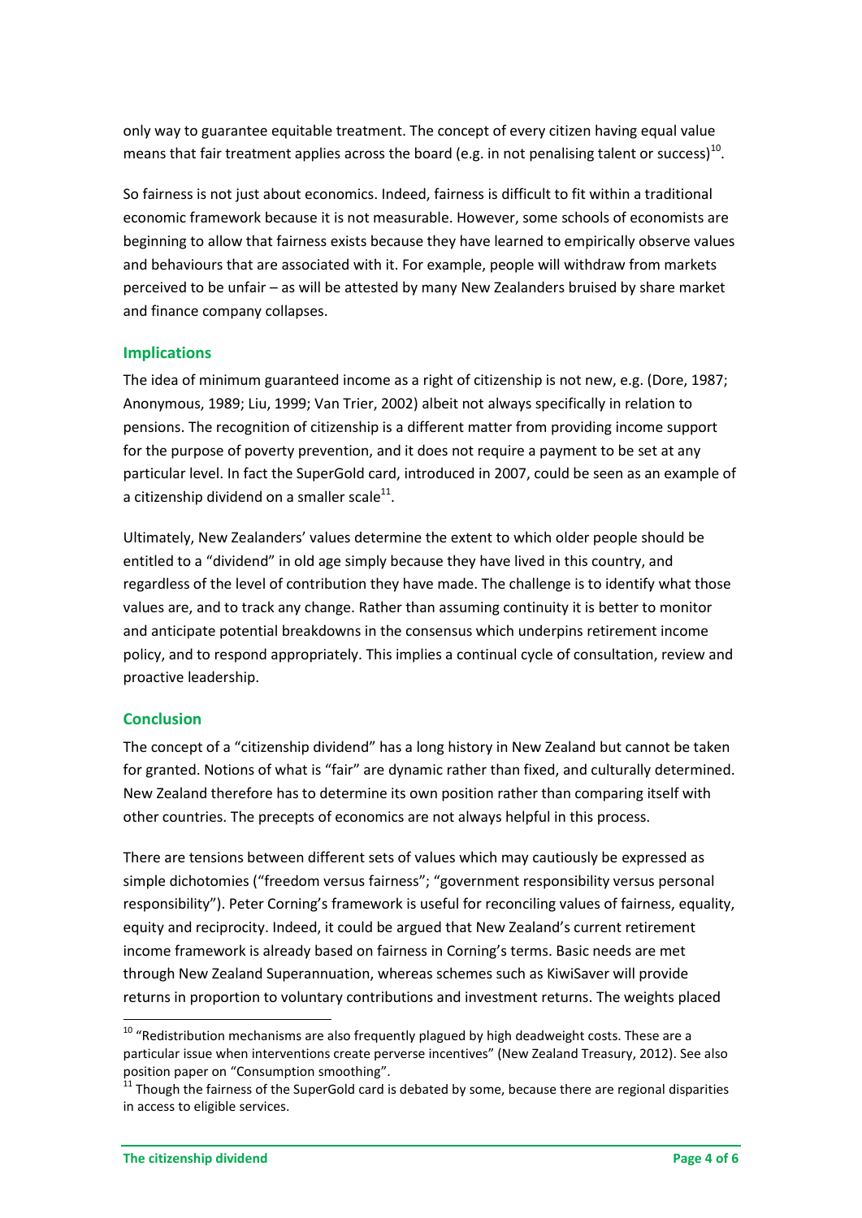only way to guarantee equitable treatment. The concept of every citizen having equal value means that fair treatment applies across the board (e.g. in not penalising talent or success)[10].

So fairness is not just about economics. Indeed, fairness is difficult to fit within a traditional economic framework because it is not measurable. However, some schools of economists are beginning to allow that fairness exists because they have learned to empirically observe values and behaviours that are associated with it. For example, people will withdraw from markets perceived to be unfair – as will be attested by many New Zealanders bruised by share market and finance company collapses.

## Implications

The idea of minimum guaranteed income as a right of citizenship is not new, e.g. (Dore, 1987; Anonymous, 1989; Liu, 1999; Van Trier, 2002) albeit not always specifically in relation to pensions. The recognition of citizenship is a different matter from providing income support for the purpose of poverty prevention, and it does not require a payment to be set at any particular level. In fact the SuperGold card, introduced in 2007, could be seen as an example of a citizenship dividend on a smaller scale[11].

Ultimately, New Zealanders' values determine the extent to which older people should be entitled to a "dividend" in old age simply because they have lived in this country, and regardless of the level of contribution they have made. The challenge is to identify what those values are, and to track any change. Rather than assuming continuity it is better to monitor and anticipate potential breakdowns in the consensus which underpins retirement income policy, and to respond appropriately. This implies a continual cycle of consultation, review and proactive leadership.

## Conclusion

The concept of a "citizenship dividend" has a long history in New Zealand but cannot be taken for granted. Notions of what is "fair" are dynamic rather than fixed, and culturally determined. New Zealand therefore has to determine its own position rather than comparing itself with other countries. The precepts of economics are not always helpful in this process.

There are tensions between different sets of values which may cautiously be expressed as simple dichotomies ("freedom versus fairness"; "government responsibility versus personal responsibility"). Peter Corning's framework is useful for reconciling values of fairness, equality, equity and reciprocity. Indeed, it could be argued that New Zealand's current retirement income framework is already based on fairness in Corning's terms. Basic needs are met through New Zealand Superannuation, whereas schemes such as KiwiSaver will provide returns in proportion to voluntary contributions and investment returns. The weights placed

---

[10] "Redistribution mechanisms are also frequently plagued by high deadweight costs. These are a particular issue when interventions create perverse incentives" (New Zealand Treasury, 2012). See also position paper on "Consumption smoothing".

[11] Though the fairness of the SuperGold card is debated by some, because there are regional disparities in access to eligible services.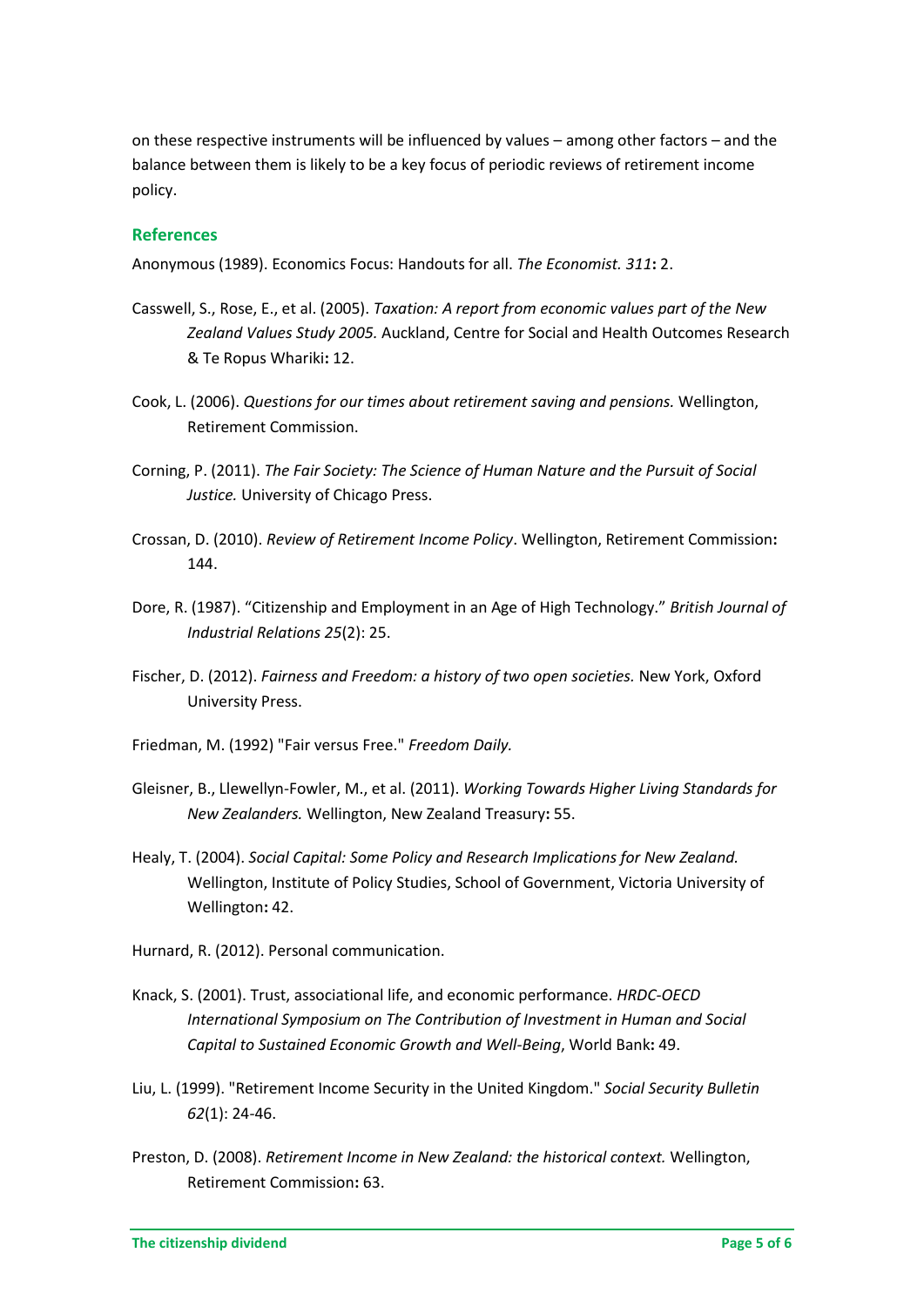on these respective instruments will be influenced by values – among other factors – and the balance between them is likely to be a key focus of periodic reviews of retirement income policy.

## References

Anonymous (1989). Economics Focus: Handouts for all. *The Economist. 311***:** 2.

Casswell, S., Rose, E., et al. (2005). *Taxation: A report from economic values part of the New Zealand Values Study 2005.* Auckland, Centre for Social and Health Outcomes Research & Te Ropus Whariki**:** 12.

Cook, L. (2006). *Questions for our times about retirement saving and pensions.* Wellington, Retirement Commission.

Corning, P. (2011). *The Fair Society: The Science of Human Nature and the Pursuit of Social Justice.* University of Chicago Press.

Crossan, D. (2010). *Review of Retirement Income Policy*. Wellington, Retirement Commission**:** 144.

Dore, R. (1987). "Citizenship and Employment in an Age of High Technology." *British Journal of Industrial Relations 25*(2): 25.

Fischer, D. (2012). *Fairness and Freedom: a history of two open societies.* New York, Oxford University Press.

Friedman, M. (1992) "Fair versus Free." *Freedom Daily.*

Gleisner, B., Llewellyn-Fowler, M., et al. (2011). *Working Towards Higher Living Standards for New Zealanders.* Wellington, New Zealand Treasury**:** 55.

Healy, T. (2004). *Social Capital: Some Policy and Research Implications for New Zealand.* Wellington, Institute of Policy Studies, School of Government, Victoria University of Wellington**:** 42.

Hurnard, R. (2012). Personal communication.

Knack, S. (2001). Trust, associational life, and economic performance. *HRDC-OECD International Symposium on The Contribution of Investment in Human and Social Capital to Sustained Economic Growth and Well-Being*, World Bank**:** 49.

Liu, L. (1999). "Retirement Income Security in the United Kingdom." *Social Security Bulletin 62*(1): 24-46.

Preston, D. (2008). *Retirement Income in New Zealand: the historical context.* Wellington, Retirement Commission**:** 63.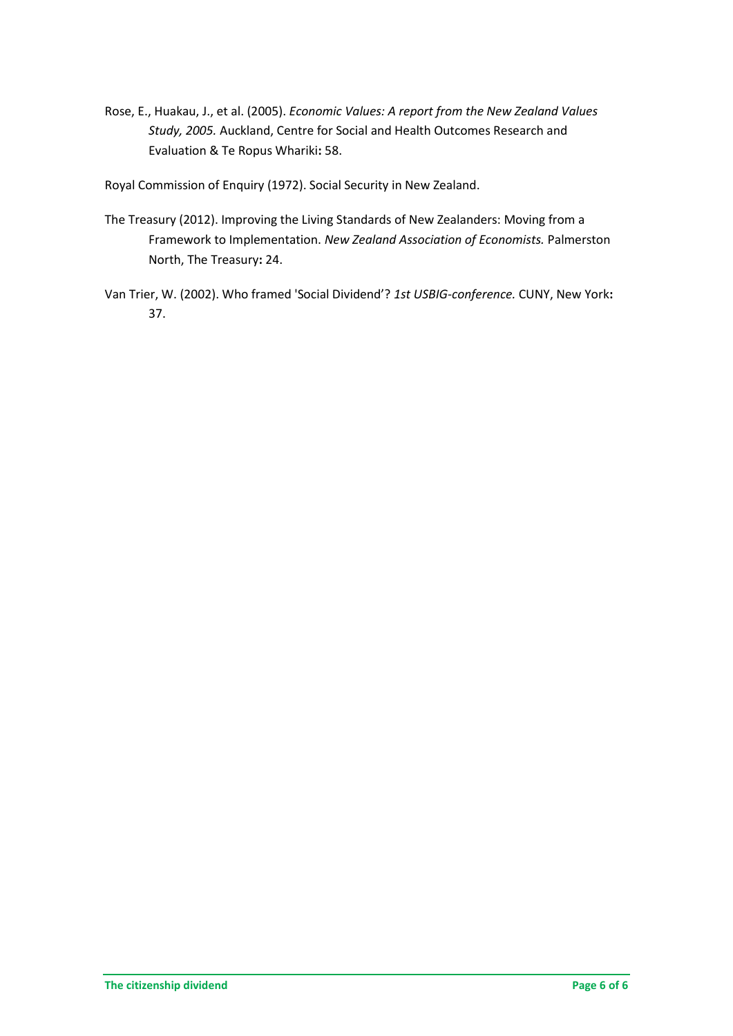Rose, E., Huakau, J., et al. (2005). *Economic Values: A report from the New Zealand Values Study, 2005.* Auckland, Centre for Social and Health Outcomes Research and Evaluation & Te Ropus Whariki**:** 58.

Royal Commission of Enquiry (1972). Social Security in New Zealand.

The Treasury (2012). Improving the Living Standards of New Zealanders: Moving from a Framework to Implementation. *New Zealand Association of Economists.* Palmerston North, The Treasury**:** 24.

Van Trier, W. (2002). Who framed 'Social Dividend'? *1st USBIG-conference.* CUNY, New York**:** 37.